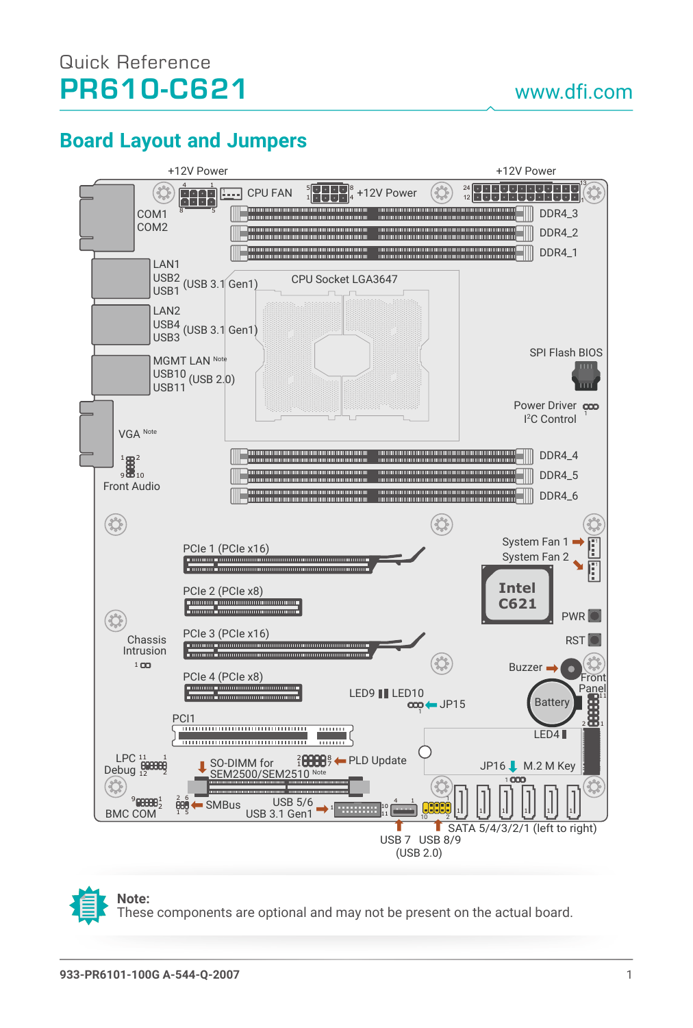Quick Reference

# PR610-C621

www.dfi.com

## Board Layout and Jumpers

+12V Power

+12V Power

CPU FAN

+12V Power

COM1
COM2

DDR4_3
DDR4_2
DDR4_1

LAN1
USB2
USB1
(USB 3.1 Gen1)

CPU Socket LGA3647

LAN2
USB4
USB3
(USB 3.1 Gen1)

SPI Flash BIOS

MGMT LAN Note
USB10
USB11
(USB 2.0)

Power Driver
I²C Control

VGA Note

Front Audio

DDR4_4
DDR4_5
DDR4_6

PCIe 1 (PCIe x16)

System Fan 1
System Fan 2

PCIe 2 (PCIe x8)

Intel C621

PWR

Chassis Intrusion

PCIe 3 (PCIe x16)

RST

Buzzer

Front Panel

PCIe 4 (PCIe x8)

LED9 LED10

JP15

Battery

PCI1

LED4

LPC Debug

SO-DIMM for SEM2500/SEM2510 Note

PLD Update

JP16

M.2 M Key

BMC COM

SMBus

USB 5/6
USB 3.1 Gen1

SATA 5/4/3/2/1 (left to right)

USB 7
USB 8/9
(USB 2.0)

**Note:**
These components are optional and may not be present on the actual board.

933-PR6101-100G A-544-Q-2007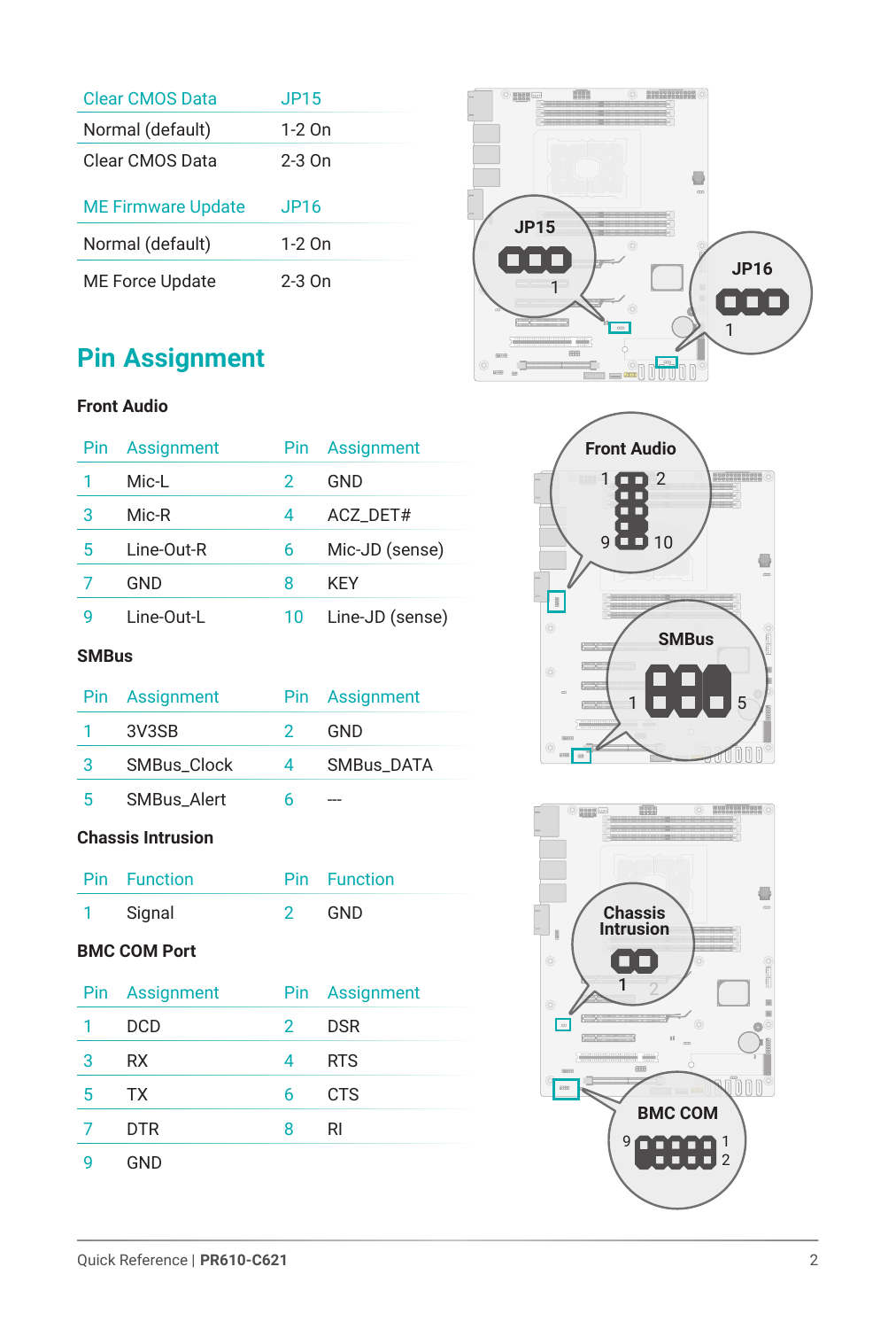| Clear CMOS Data | JP15 |
| --- | --- |
| Normal (default) | 1-2 On |
| Clear CMOS Data | 2-3 On |

| ME Firmware Update | JP16 |
| --- | --- |
| Normal (default) | 1-2 On |
| ME Force Update | 2-3 On |

JP15

1

JP16

1

## Pin Assignment

### Front Audio

| Pin | Assignment | Pin | Assignment |
| --- | --- | --- | --- |
| 1 | Mic-L | 2 | GND |
| 3 | Mic-R | 4 | ACZ_DET# |
| 5 | Line-Out-R | 6 | Mic-JD (sense) |
| 7 | GND | 8 | KEY |
| 9 | Line-Out-L | 10 | Line-JD (sense) |

Front Audio

1 2

9 10

### SMBus

| Pin | Assignment | Pin | Assignment |
| --- | --- | --- | --- |
| 1 | 3V3SB | 2 | GND |
| 3 | SMBus_Clock | 4 | SMBus_DATA |
| 5 | SMBus_Alert | 6 | --- |

SMBus

1 5

### Chassis Intrusion

| Pin | Function | Pin | Function |
| --- | --- | --- | --- |
| 1 | Signal | 2 | GND |

Chassis Intrusion

1 2

### BMC COM Port

| Pin | Assignment | Pin | Assignment |
| --- | --- | --- | --- |
| 1 | DCD | 2 | DSR |
| 3 | RX | 4 | RTS |
| 5 | TX | 6 | CTS |
| 7 | DTR | 8 | RI |
| 9 | GND | | |

BMC COM

9 1

2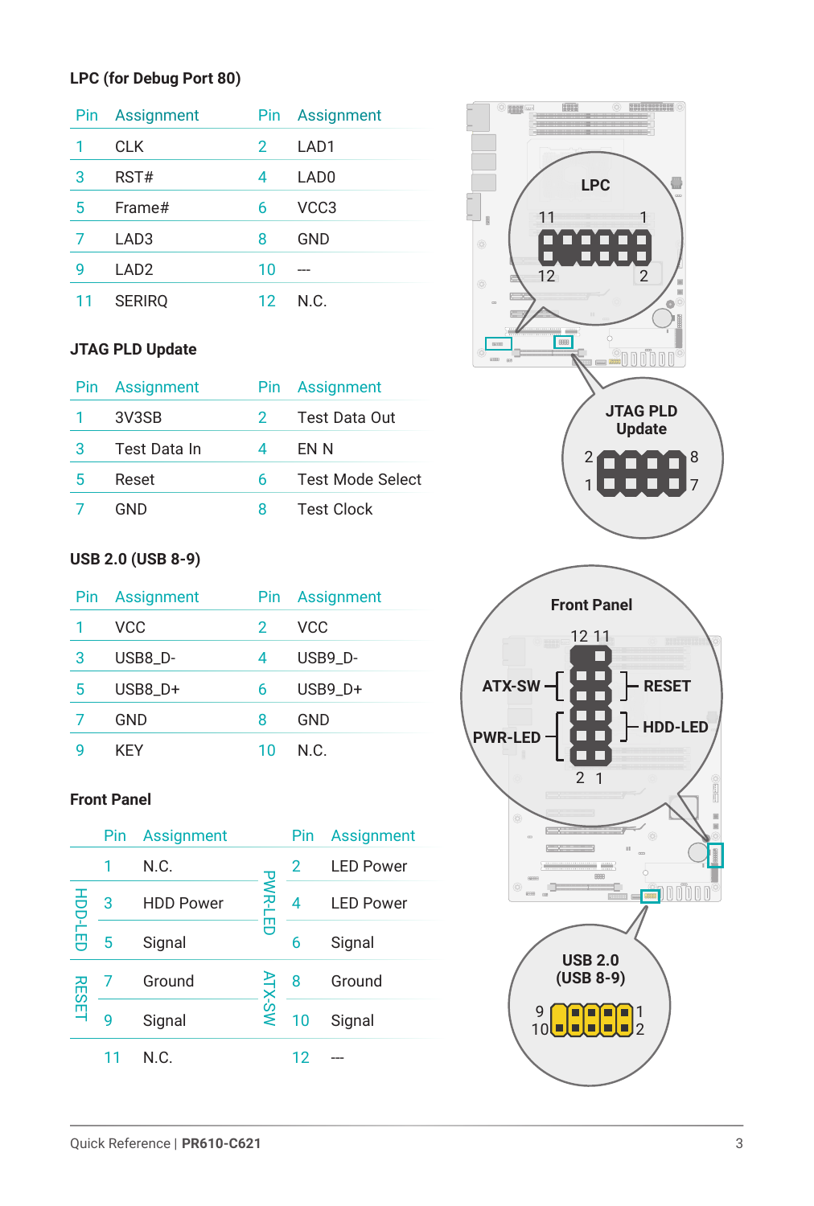### LPC (for Debug Port 80)

| Pin | Assignment | Pin | Assignment |
|---|---|---|---|
| 1 | CLK | 2 | LAD1 |
| 3 | RST# | 4 | LAD0 |
| 5 | Frame# | 6 | VCC3 |
| 7 | LAD3 | 8 | GND |
| 9 | LAD2 | 10 | --- |
| 11 | SERIRQ | 12 | N.C. |

### JTAG PLD Update

| Pin | Assignment | Pin | Assignment |
|---|---|---|---|
| 1 | 3V3SB | 2 | Test Data Out |
| 3 | Test Data In | 4 | EN N |
| 5 | Reset | 6 | Test Mode Select |
| 7 | GND | 8 | Test Clock |

### USB 2.0 (USB 8-9)

| Pin | Assignment | Pin | Assignment |
|---|---|---|---|
| 1 | VCC | 2 | VCC |
| 3 | USB8_D- | 4 | USB9_D- |
| 5 | USB8_D+ | 6 | USB9_D+ |
| 7 | GND | 8 | GND |
| 9 | KEY | 10 | N.C. |

### Front Panel

| | Pin | Assignment | | Pin | Assignment |
|---|---|---|---|---|---|
| | 1 | N.C. | | 2 | LED Power |
| HDD-LED | 3 | HDD Power | PWR-LED | 4 | LED Power |
| HDD-LED | 5 | Signal | PWR-LED | 6 | Signal |
| RESET | 7 | Ground | ATX-SW | 8 | Ground |
| RESET | 9 | Signal | ATX-SW | 10 | Signal |
| | 11 | N.C. | | 12 | --- |

LPC
11 1
12 2

JTAG PLD Update
2 8
1 7

Front Panel
12 11
ATX-SW
RESET
HDD-LED
PWR-LED
2 1

USB 2.0 (USB 8-9)
9 1
10 2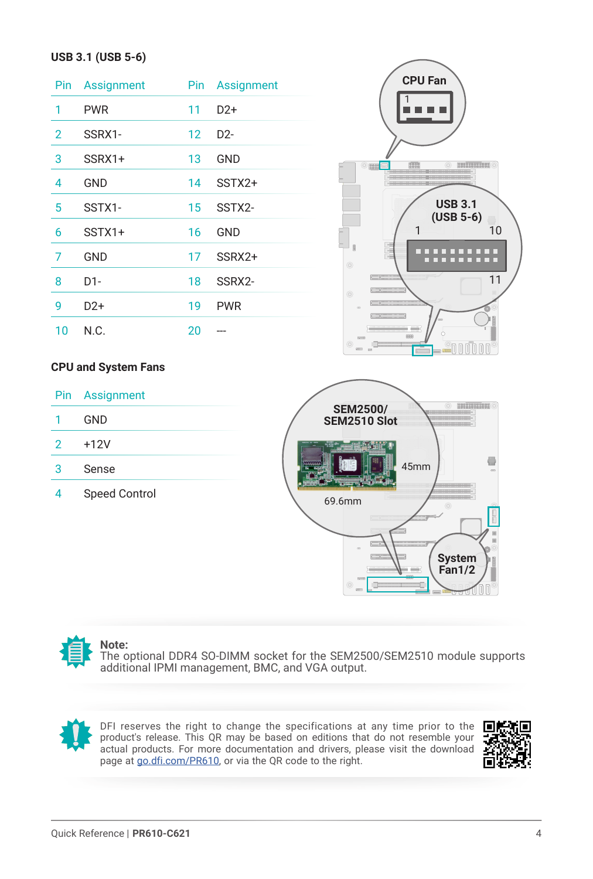### USB 3.1 (USB 5-6)

| Pin | Assignment | Pin | Assignment |
|---|---|---|---|
| 1 | PWR | 11 | D2+ |
| 2 | SSRX1- | 12 | D2- |
| 3 | SSRX1+ | 13 | GND |
| 4 | GND | 14 | SSTX2+ |
| 5 | SSTX1- | 15 | SSTX2- |
| 6 | SSTX1+ | 16 | GND |
| 7 | GND | 17 | SSRX2+ |
| 8 | D1- | 18 | SSRX2- |
| 9 | D2+ | 19 | PWR |
| 10 | N.C. | 20 | --- |

CPU Fan

1

USB 3.1
(USB 5-6)

1

10

11

### CPU and System Fans

| Pin | Assignment |
|---|---|
| 1 | GND |
| 2 | +12V |
| 3 | Sense |
| 4 | Speed Control |

SEM2500/
SEM2510 Slot

45mm

69.6mm

System
Fan1/2

**Note:**
The optional DDR4 SO-DIMM socket for the SEM2500/SEM2510 module supports additional IPMI management, BMC, and VGA output.

DFI reserves the right to change the specifications at any time prior to the product's release. This QR may be based on editions that do not resemble your actual products. For more documentation and drivers, please visit the download page at go.dfi.com/PR610, or via the QR code to the right.